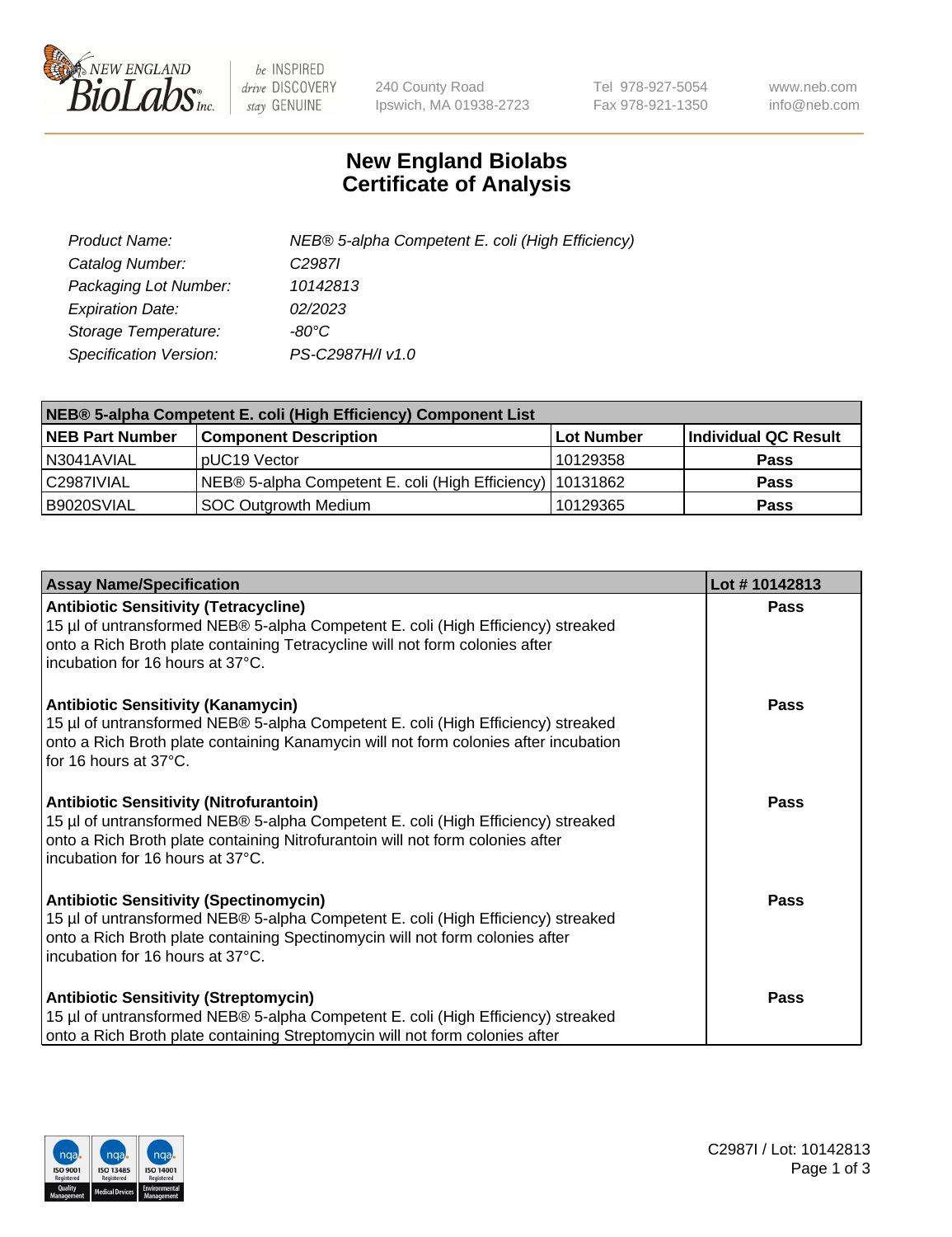# New England Biolabs Certificate of Analysis

| | |
|---|---|
| *Product Name:* | *NEB® 5-alpha Competent E. coli (High Efficiency)* |
| *Catalog Number:* | *C2987I* |
| *Packaging Lot Number:* | *10142813* |
| *Expiration Date:* | *02/2023* |
| *Storage Temperature:* | *-80°C* |
| *Specification Version:* | *PS-C2987H/I v1.0* |

| **NEB® 5-alpha Competent E. coli (High Efficiency) Component List** | | | |
|---|---|---|---|
| **NEB Part Number** | **Component Description** | **Lot Number** | **Individual QC Result** |
| N3041AVIAL | pUC19 Vector | 10129358 | **Pass** |
| C2987IVIAL | NEB® 5-alpha Competent E. coli (High Efficiency) | 10131862 | **Pass** |
| B9020SVIAL | SOC Outgrowth Medium | 10129365 | **Pass** |

| **Assay Name/Specification** | **Lot # 10142813** |
|---|---|
| **Antibiotic Sensitivity (Tetracycline)** 15 µl of untransformed NEB® 5-alpha Competent E. coli (High Efficiency) streaked onto a Rich Broth plate containing Tetracycline will not form colonies after incubation for 16 hours at 37°C. | **Pass** |
| **Antibiotic Sensitivity (Kanamycin)** 15 µl of untransformed NEB® 5-alpha Competent E. coli (High Efficiency) streaked onto a Rich Broth plate containing Kanamycin will not form colonies after incubation for 16 hours at 37°C. | **Pass** |
| **Antibiotic Sensitivity (Nitrofurantoin)** 15 µl of untransformed NEB® 5-alpha Competent E. coli (High Efficiency) streaked onto a Rich Broth plate containing Nitrofurantoin will not form colonies after incubation for 16 hours at 37°C. | **Pass** |
| **Antibiotic Sensitivity (Spectinomycin)** 15 µl of untransformed NEB® 5-alpha Competent E. coli (High Efficiency) streaked onto a Rich Broth plate containing Spectinomycin will not form colonies after incubation for 16 hours at 37°C. | **Pass** |
| **Antibiotic Sensitivity (Streptomycin)** 15 µl of untransformed NEB® 5-alpha Competent E. coli (High Efficiency) streaked onto a Rich Broth plate containing Streptomycin will not form colonies after | **Pass** |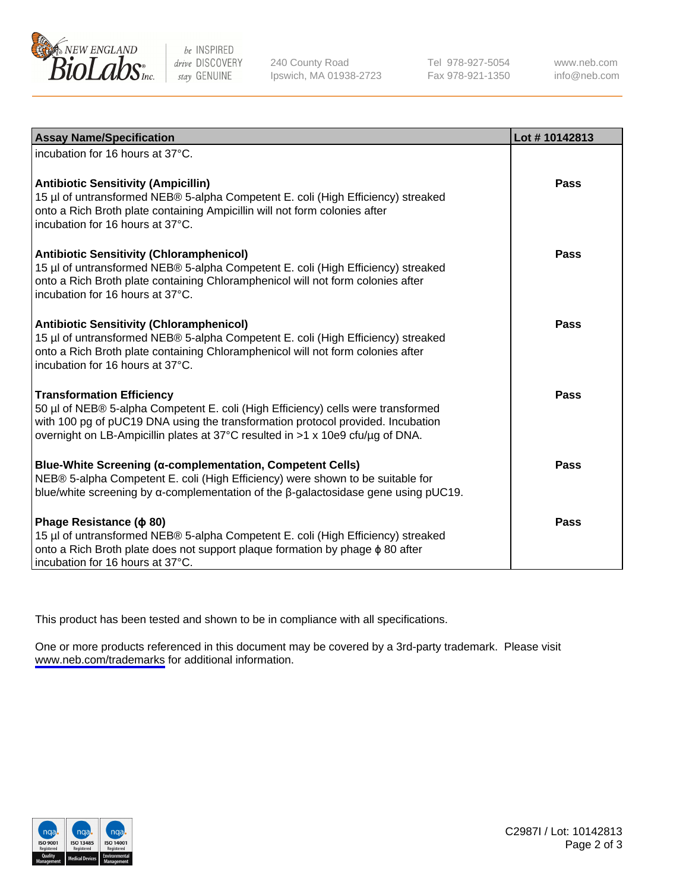| Assay Name/Specification | Lot # 10142813 |
| --- | --- |
| incubation for 16 hours at 37°C. | |
| **Antibiotic Sensitivity (Ampicillin)**<br>15 µl of untransformed NEB® 5-alpha Competent E. coli (High Efficiency) streaked onto a Rich Broth plate containing Ampicillin will not form colonies after incubation for 16 hours at 37°C. | **Pass** |
| **Antibiotic Sensitivity (Chloramphenicol)**<br>15 µl of untransformed NEB® 5-alpha Competent E. coli (High Efficiency) streaked onto a Rich Broth plate containing Chloramphenicol will not form colonies after incubation for 16 hours at 37°C. | **Pass** |
| **Antibiotic Sensitivity (Chloramphenicol)**<br>15 µl of untransformed NEB® 5-alpha Competent E. coli (High Efficiency) streaked onto a Rich Broth plate containing Chloramphenicol will not form colonies after incubation for 16 hours at 37°C. | **Pass** |
| **Transformation Efficiency**<br>50 µl of NEB® 5-alpha Competent E. coli (High Efficiency) cells were transformed with 100 pg of pUC19 DNA using the transformation protocol provided. Incubation overnight on LB-Ampicillin plates at 37°C resulted in >1 x 10e9 cfu/µg of DNA. | **Pass** |
| **Blue-White Screening (α-complementation, Competent Cells)**<br>NEB® 5-alpha Competent E. coli (High Efficiency) were shown to be suitable for blue/white screening by α-complementation of the β-galactosidase gene using pUC19. | **Pass** |
| **Phage Resistance (ϕ 80)**<br>15 µl of untransformed NEB® 5-alpha Competent E. coli (High Efficiency) streaked onto a Rich Broth plate does not support plaque formation by phage ϕ 80 after incubation for 16 hours at 37°C. | **Pass** |

This product has been tested and shown to be in compliance with all specifications.

One or more products referenced in this document may be covered by a 3rd-party trademark. Please visit www.neb.com/trademarks for additional information.

C2987I / Lot: 10142813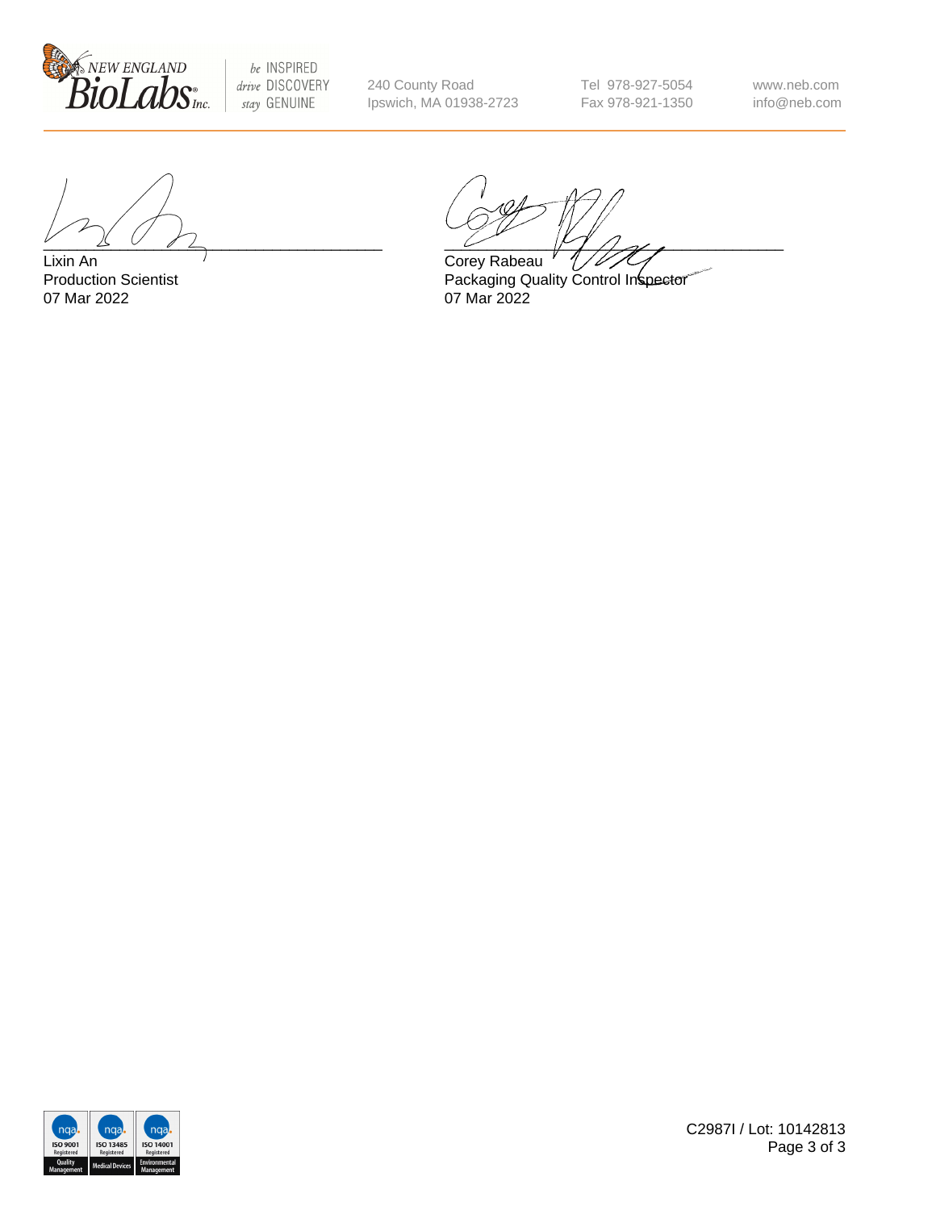NEW ENGLAND BioLabs® Inc.

be INSPIRED
drive DISCOVERY
stay GENUINE

240 County Road
Ipswich, MA 01938-2723

Tel 978-927-5054
Fax 978-921-1350

www.neb.com
info@neb.com

Lixin An
Production Scientist
07 Mar 2022

Corey Rabeau
Packaging Quality Control Inspector
07 Mar 2022

C2987I / Lot: 10142813